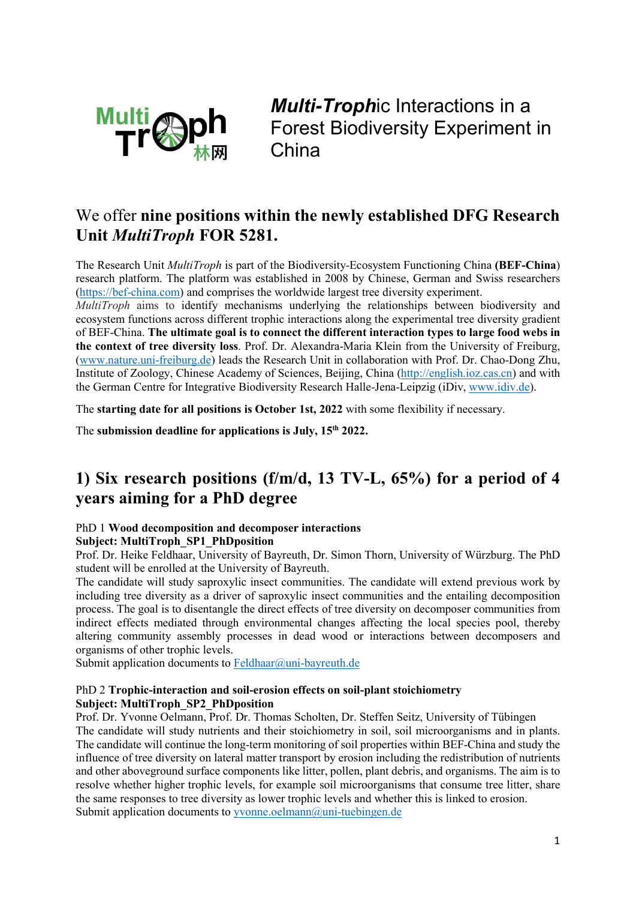***Multi-Troph*ic Interactions in a Forest Biodiversity Experiment in China**

## We offer **nine positions within the newly established DFG Research Unit *MultiTroph* FOR 5281.**

The Research Unit *MultiTroph* is part of the Biodiversity-Ecosystem Functioning China **(BEF-China)** research platform. The platform was established in 2008 by Chinese, German and Swiss researchers (https://bef-china.com) and comprises the worldwide largest tree diversity experiment.
*MultiTroph* aims to identify mechanisms underlying the relationships between biodiversity and ecosystem functions across different trophic interactions along the experimental tree diversity gradient of BEF-China. **The ultimate goal is to connect the different interaction types to large food webs in the context of tree diversity loss**. Prof. Dr. Alexandra-Maria Klein from the University of Freiburg, (www.nature.uni-freiburg.de) leads the Research Unit in collaboration with Prof. Dr. Chao-Dong Zhu, Institute of Zoology, Chinese Academy of Sciences, Beijing, China (http://english.ioz.cas.cn) and with the German Centre for Integrative Biodiversity Research Halle-Jena-Leipzig (iDiv, www.idiv.de).

The **starting date for all positions is October 1st, 2022** with some flexibility if necessary.

The **submission deadline for applications is July, 15th 2022.**

## 1) Six research positions (f/m/d, 13 TV-L, 65%) for a period of 4 years aiming for a PhD degree

PhD 1 **Wood decomposition and decomposer interactions**
**Subject: MultiTroph_SP1_PhDposition**
Prof. Dr. Heike Feldhaar, University of Bayreuth, Dr. Simon Thorn, University of Würzburg. The PhD student will be enrolled at the University of Bayreuth.
The candidate will study saproxylic insect communities. The candidate will extend previous work by including tree diversity as a driver of saproxylic insect communities and the entailing decomposition process. The goal is to disentangle the direct effects of tree diversity on decomposer communities from indirect effects mediated through environmental changes affecting the local species pool, thereby altering community assembly processes in dead wood or interactions between decomposers and organisms of other trophic levels.
Submit application documents to Feldhaar@uni-bayreuth.de

PhD 2 **Trophic-interaction and soil-erosion effects on soil-plant stoichiometry**
**Subject: MultiTroph_SP2_PhDposition**
Prof. Dr. Yvonne Oelmann, Prof. Dr. Thomas Scholten, Dr. Steffen Seitz, University of Tübingen
The candidate will study nutrients and their stoichiometry in soil, soil microorganisms and in plants. The candidate will continue the long-term monitoring of soil properties within BEF-China and study the influence of tree diversity on lateral matter transport by erosion including the redistribution of nutrients and other aboveground surface components like litter, pollen, plant debris, and organisms. The aim is to resolve whether higher trophic levels, for example soil microorganisms that consume tree litter, share the same responses to tree diversity as lower trophic levels and whether this is linked to erosion.
Submit application documents to yvonne.oelmann@uni-tuebingen.de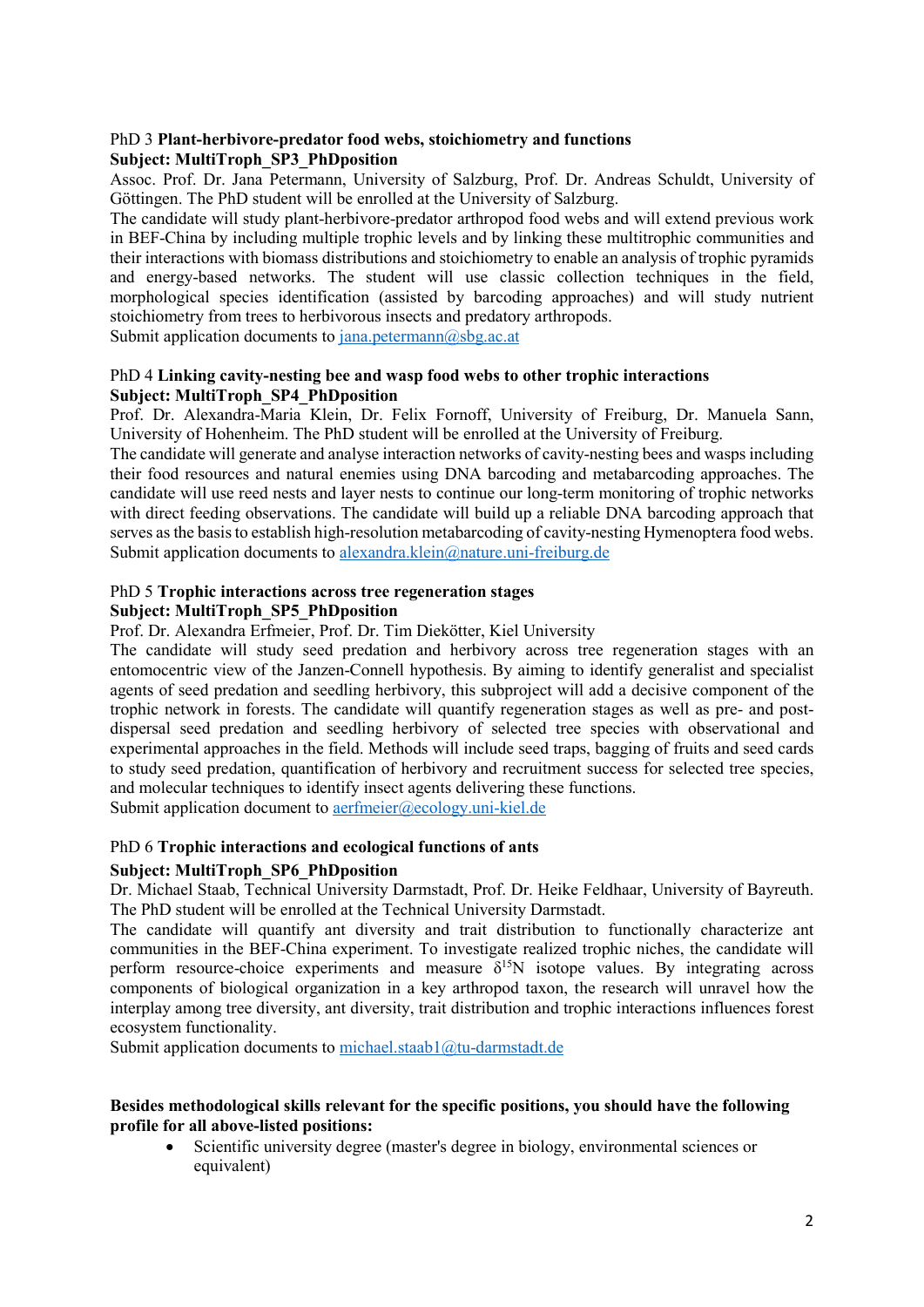PhD 3 **Plant-herbivore-predator food webs, stoichiometry and functions**
**Subject: MultiTroph_SP3_PhDposition**
Assoc. Prof. Dr. Jana Petermann, University of Salzburg, Prof. Dr. Andreas Schuldt, University of Göttingen. The PhD student will be enrolled at the University of Salzburg.
The candidate will study plant-herbivore-predator arthropod food webs and will extend previous work in BEF-China by including multiple trophic levels and by linking these multitrophic communities and their interactions with biomass distributions and stoichiometry to enable an analysis of trophic pyramids and energy-based networks. The student will use classic collection techniques in the field, morphological species identification (assisted by barcoding approaches) and will study nutrient stoichiometry from trees to herbivorous insects and predatory arthropods.
Submit application documents to jana.petermann@sbg.ac.at

PhD 4 **Linking cavity-nesting bee and wasp food webs to other trophic interactions**
**Subject: MultiTroph_SP4_PhDposition**
Prof. Dr. Alexandra-Maria Klein, Dr. Felix Fornoff, University of Freiburg, Dr. Manuela Sann, University of Hohenheim. The PhD student will be enrolled at the University of Freiburg.
The candidate will generate and analyse interaction networks of cavity-nesting bees and wasps including their food resources and natural enemies using DNA barcoding and metabarcoding approaches. The candidate will use reed nests and layer nests to continue our long-term monitoring of trophic networks with direct feeding observations. The candidate will build up a reliable DNA barcoding approach that serves as the basis to establish high-resolution metabarcoding of cavity-nesting Hymenoptera food webs.
Submit application documents to alexandra.klein@nature.uni-freiburg.de

PhD 5 **Trophic interactions across tree regeneration stages**
**Subject: MultiTroph_SP5_PhDposition**
Prof. Dr. Alexandra Erfmeier, Prof. Dr. Tim Diekötter, Kiel University
The candidate will study seed predation and herbivory across tree regeneration stages with an entomocentric view of the Janzen-Connell hypothesis. By aiming to identify generalist and specialist agents of seed predation and seedling herbivory, this subproject will add a decisive component of the trophic network in forests. The candidate will quantify regeneration stages as well as pre- and post-dispersal seed predation and seedling herbivory of selected tree species with observational and experimental approaches in the field. Methods will include seed traps, bagging of fruits and seed cards to study seed predation, quantification of herbivory and recruitment success for selected tree species, and molecular techniques to identify insect agents delivering these functions.
Submit application document to aerfmeier@ecology.uni-kiel.de

PhD 6 **Trophic interactions and ecological functions of ants**
**Subject: MultiTroph_SP6_PhDposition**
Dr. Michael Staab, Technical University Darmstadt, Prof. Dr. Heike Feldhaar, University of Bayreuth. The PhD student will be enrolled at the Technical University Darmstadt.
The candidate will quantify ant diversity and trait distribution to functionally characterize ant communities in the BEF-China experiment. To investigate realized trophic niches, the candidate will perform resource-choice experiments and measure $\delta^{15}N$ isotope values. By integrating across components of biological organization in a key arthropod taxon, the research will unravel how the interplay among tree diversity, ant diversity, trait distribution and trophic interactions influences forest ecosystem functionality.
Submit application documents to michael.staab1@tu-darmstadt.de

**Besides methodological skills relevant for the specific positions, you should have the following profile for all above-listed positions:**

- Scientific university degree (master's degree in biology, environmental sciences or equivalent)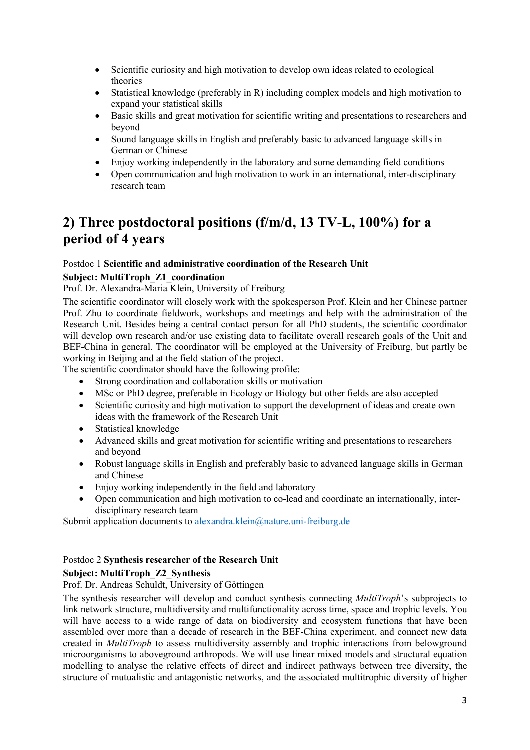- Scientific curiosity and high motivation to develop own ideas related to ecological theories
- Statistical knowledge (preferably in R) including complex models and high motivation to expand your statistical skills
- Basic skills and great motivation for scientific writing and presentations to researchers and beyond
- Sound language skills in English and preferably basic to advanced language skills in German or Chinese
- Enjoy working independently in the laboratory and some demanding field conditions
- Open communication and high motivation to work in an international, inter-disciplinary research team

## 2) Three postdoctoral positions (f/m/d, 13 TV-L, 100%) for a period of 4 years

Postdoc 1 **Scientific and administrative coordination of the Research Unit**

**Subject: MultiTroph_Z1_coordination**

Prof. Dr. Alexandra-Maria Klein, University of Freiburg

The scientific coordinator will closely work with the spokesperson Prof. Klein and her Chinese partner Prof. Zhu to coordinate fieldwork, workshops and meetings and help with the administration of the Research Unit. Besides being a central contact person for all PhD students, the scientific coordinator will develop own research and/or use existing data to facilitate overall research goals of the Unit and BEF-China in general. The coordinator will be employed at the University of Freiburg, but partly be working in Beijing and at the field station of the project.

The scientific coordinator should have the following profile:

- Strong coordination and collaboration skills or motivation
- MSc or PhD degree, preferable in Ecology or Biology but other fields are also accepted
- Scientific curiosity and high motivation to support the development of ideas and create own ideas with the framework of the Research Unit
- Statistical knowledge
- Advanced skills and great motivation for scientific writing and presentations to researchers and beyond
- Robust language skills in English and preferably basic to advanced language skills in German and Chinese
- Enjoy working independently in the field and laboratory
- Open communication and high motivation to co-lead and coordinate an internationally, inter-disciplinary research team

Submit application documents to alexandra.klein@nature.uni-freiburg.de

Postdoc 2 **Synthesis researcher of the Research Unit**

**Subject: MultiTroph_Z2_Synthesis**

Prof. Dr. Andreas Schuldt, University of Göttingen

The synthesis researcher will develop and conduct synthesis connecting *MultiTroph*'s subprojects to link network structure, multidiversity and multifunctionality across time, space and trophic levels. You will have access to a wide range of data on biodiversity and ecosystem functions that have been assembled over more than a decade of research in the BEF-China experiment, and connect new data created in *MultiTroph* to assess multidiversity assembly and trophic interactions from belowground microorganisms to aboveground arthropods. We will use linear mixed models and structural equation modelling to analyse the relative effects of direct and indirect pathways between tree diversity, the structure of mutualistic and antagonistic networks, and the associated multitrophic diversity of higher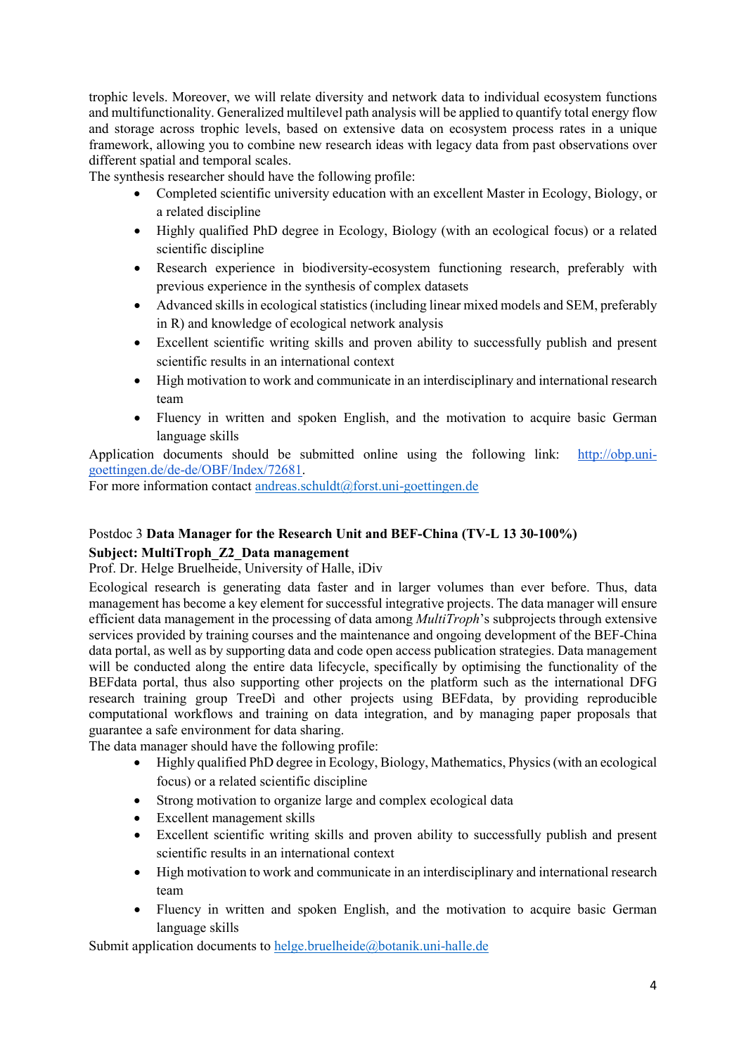trophic levels. Moreover, we will relate diversity and network data to individual ecosystem functions and multifunctionality. Generalized multilevel path analysis will be applied to quantify total energy flow and storage across trophic levels, based on extensive data on ecosystem process rates in a unique framework, allowing you to combine new research ideas with legacy data from past observations over different spatial and temporal scales.

The synthesis researcher should have the following profile:

- Completed scientific university education with an excellent Master in Ecology, Biology, or a related discipline
- Highly qualified PhD degree in Ecology, Biology (with an ecological focus) or a related scientific discipline
- Research experience in biodiversity-ecosystem functioning research, preferably with previous experience in the synthesis of complex datasets
- Advanced skills in ecological statistics (including linear mixed models and SEM, preferably in R) and knowledge of ecological network analysis
- Excellent scientific writing skills and proven ability to successfully publish and present scientific results in an international context
- High motivation to work and communicate in an interdisciplinary and international research team
- Fluency in written and spoken English, and the motivation to acquire basic German language skills

Application documents should be submitted online using the following link: [http://obp.uni-goettingen.de/de-de/OBF/Index/72681](http://obp.uni-goettingen.de/de-de/OBF/Index/72681).

For more information contact [andreas.schuldt@forst.uni-goettingen.de](mailto:andreas.schuldt@forst.uni-goettingen.de)

Postdoc 3 **Data Manager for the Research Unit and BEF-China (TV-L 13 30-100%)**

**Subject: MultiTroph_Z2_Data management**

Prof. Dr. Helge Bruelheide, University of Halle, iDiv

Ecological research is generating data faster and in larger volumes than ever before. Thus, data management has become a key element for successful integrative projects. The data manager will ensure efficient data management in the processing of data among *MultiTroph*'s subprojects through extensive services provided by training courses and the maintenance and ongoing development of the BEF-China data portal, as well as by supporting data and code open access publication strategies. Data management will be conducted along the entire data lifecycle, specifically by optimising the functionality of the BEFdata portal, thus also supporting other projects on the platform such as the international DFG research training group TreeDi and other projects using BEFdata, by providing reproducible computational workflows and training on data integration, and by managing paper proposals that guarantee a safe environment for data sharing.

The data manager should have the following profile:

- Highly qualified PhD degree in Ecology, Biology, Mathematics, Physics (with an ecological focus) or a related scientific discipline
- Strong motivation to organize large and complex ecological data
- Excellent management skills
- Excellent scientific writing skills and proven ability to successfully publish and present scientific results in an international context
- High motivation to work and communicate in an interdisciplinary and international research team
- Fluency in written and spoken English, and the motivation to acquire basic German language skills

Submit application documents to [helge.bruelheide@botanik.uni-halle.de](mailto:helge.bruelheide@botanik.uni-halle.de)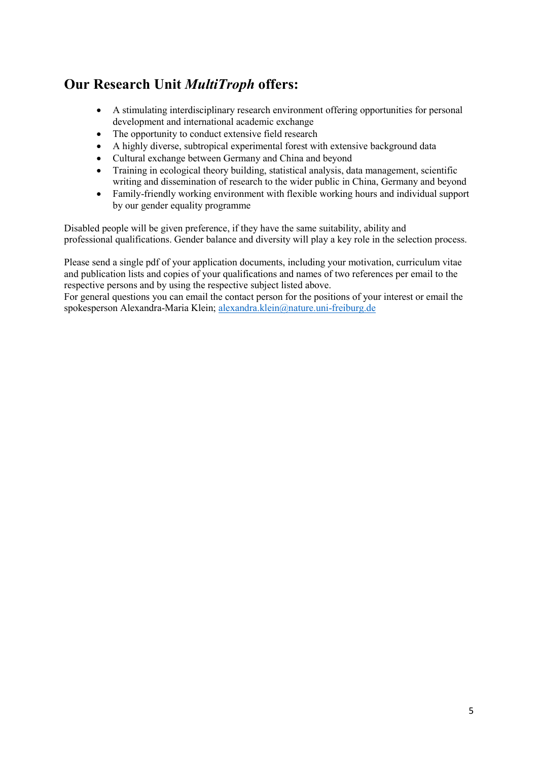## Our Research Unit *MultiTroph* offers:

- A stimulating interdisciplinary research environment offering opportunities for personal development and international academic exchange
- The opportunity to conduct extensive field research
- A highly diverse, subtropical experimental forest with extensive background data
- Cultural exchange between Germany and China and beyond
- Training in ecological theory building, statistical analysis, data management, scientific writing and dissemination of research to the wider public in China, Germany and beyond
- Family-friendly working environment with flexible working hours and individual support by our gender equality programme

Disabled people will be given preference, if they have the same suitability, ability and professional qualifications. Gender balance and diversity will play a key role in the selection process.

Please send a single pdf of your application documents, including your motivation, curriculum vitae and publication lists and copies of your qualifications and names of two references per email to the respective persons and by using the respective subject listed above.
For general questions you can email the contact person for the positions of your interest or email the spokesperson Alexandra-Maria Klein; alexandra.klein@nature.uni-freiburg.de